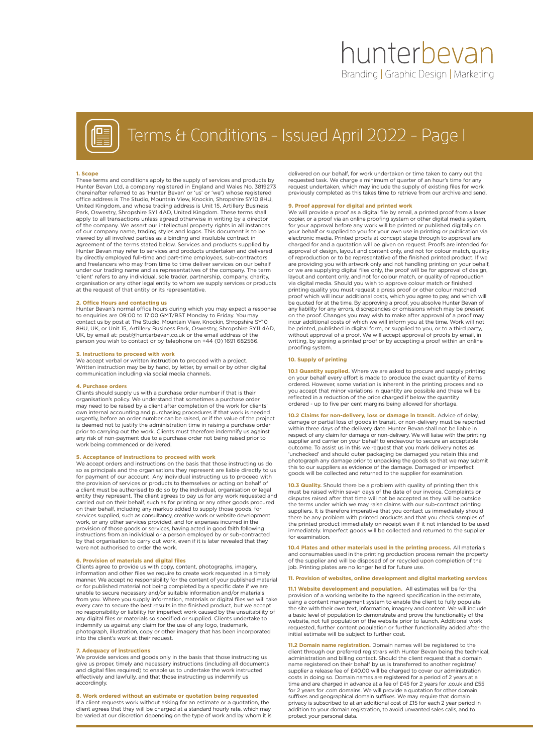# hunterbevan

Branding | Graphic Design | Marketing

## Terms & Conditions – Issued April 2022 – Page 1

**1. Scope**

These terms and conditions apply to the supply of services and products by Hunter Bevan Ltd, a company registered in England and Wales No. 3819273 (hereinafter referred to as 'Hunter Bevan' or 'us' or 'we') whose registered office address is The Studio, Mountain View, Knockin, Shropshire SY10 8HU, United Kingdom, and whose trading address is Unit 15, Artillery Business Park, Oswestry, Shropshire SY1 4AD, United Kingdom. These terms shall apply to all transactions unless agreed otherwise in writing by a director of the company. We assert our intellectual property rights in all instances of our company name, trading styles and logos. This document is to be viewed by all involved parties as a binding and insoluble contract in agreement of the terms stated below. Services and products supplied by Hunter Bevan may refer to services and products undertaken and delivered by directly employed full-time and part-time employees, sub-contractors and freelancers who may from time to time deliver services on our behalf under our trading name and as representatives of the company. The term 'client' refers to any individual, sole trader, partnership, company, charity, organisation or any other legal entity to whom we supply services or products at the request of that entity or its representative.

**2. Office Hours and contacting us**

Hunter Bevan's normal office hours during which you may expect a response to enquiries are 09:00 to 17:00 GMT/BST Monday to Friday. You may contact us by post at The Studio, Mountain View, Knockin, Shropshire SY10 8HU, UK, or Unit 15, Artillery Business Park, Oswestry, Shropshire SY11 4AD, UK, by email at: post@hunterbevan.co.uk or the email address of the person you wish to contact or by telephone on +44 (0) 1691 682566.

**3. Instructions to proceed with work**

We accept verbal or written instruction to proceed with a project. Written instruction may be by hand, by letter, by email or by other digital communication including via social media channels.

**4. Purchase orders**

Clients should supply us with a purchase order number if that is their organisation's policy. We understand that sometimes a purchase order may need to be raised by a client after completion of the work for clients' own internal accounting and purchasing procedures if that work is needed urgently, before an order number can be raised, or if the value of the project is deemed not to justify the administration time in raising a purchase order prior to carrying out the work. Clients must therefore indemnify us against any risk of non-payment due to a purchase order not being raised prior to work being commenced or delivered.

**5. Acceptance of instructions to proceed with work**

We accept orders and instructions on the basis that those instructing us do so as principals and the organisations they represent are liable directly to us for payment of our account. Any individual instructing us to proceed with the provision of services or products to themselves or acting on behalf of a client must be authorised to do so by the individual, organisation or legal entity they represent. The client agrees to pay us for any work requested and carried out on their behalf, such as for printing or any other goods procured on their behalf, including any markup added to supply those goods, for services supplied, such as consultancy, creative work or website development work, or any other services provided, and for expenses incurred in the provision of those goods or services, having acted in good faith following instructions from an individual or a person employed by or sub-contracted by that organisation to carry out work, even if it is later revealed that they were not authorised to order the work.

**6. Provision of materials and digital files**

Clients agree to provide us with copy, content, photographs, imagery, information and other files we require to create work requested in a timely manner. We accept no responsibility for the content of your published material or for published material not being completed by a specific date if we are unable to secure necessary and/or suitable information and/or materials from you. Where you supply information, materials or digital files we will take every care to secure the best results in the finished product, but we accept no responsibility or liability for imperfect work caused by the unsuitability of any digital files or materials so specified or supplied. Clients undertake to indemnify us against any claim for the use of any logo, trademark, photograph, illustration, copy or other imagery that has been incorporated into the client's work at their request.

**7. Adequacy of instructions**

We provide services and goods only in the basis that those instructing us give us proper, timely and necessary instructions (including all documents and digital files required) to enable us to undertake the work instructed effectively and lawfully, and that those instructing us indemnify us accordingly.

**8. Work ordered without an estimate or quotation being requested**

If a client requests work without asking for an estimate or a quotation, the client agrees that they will be charged at a standard hourly rate, which may be varied at our discretion depending on the type of work and by whom it is delivered on our behalf, for work undertaken or time taken to carry out the requested task. We charge a minimum of quarter of an hour's time for any request undertaken, which may include the supply of existing files for work previously completed as this takes time to retrieve from our archive and send.

**9. Proof approval for digital and printed work**

We will provide a proof as a digital file by email, a printed proof from a laser copier, or a proof via an online proofing system or other digital media system, for your approval before any work will be printed or published digitally on your behalf or supplied to you for your own use in printing or publication via electronic media. Printed proofs at concept stage through to approval are charged for and a quotation will be given on request. Proofs are intended for approval of design, layout and content only, and not for colour match, quality of reproduction or to be representative of the finished printed product. If we are providing you with artwork only and not handling printing on your behalf, or we are supplying digital files only, the proof will be for approval of design, layout and content only, and not for colour match, or quality of reproduction via digital media. Should you wish to approve colour match or finished printing quality you must request a press proof or other colour matched proof which will incur additional costs, which you agree to pay, and which will be quoted for at the time. By approving a proof, you absolve Hunter Bevan of any liability for any errors, discrepancies or omissions which may be present on the proof. Changes you may wish to make after approval of a proof may incur additional costs of which we will inform you at the time. Work will not be printed, published in digital form, or supplied to you, or to a third party, without approval of a proof. We will accept approval of proofs by email, in writing, by signing a printed proof or by accepting a proof within an online proofing system.

**10. Supply of printing**

**10.1 Quantity supplied.** Where we are asked to procure and supply printing on your behalf every effort is made to produce the exact quantity of items ordered. However, some variation is inherent in the printing process and so you accept that minor variations in quantity are possible and these will be reflected in a reduction of the price charged if below the quantity ordered - up to five per cent margins being allowed for shortage.

**10.2 Claims for non-delivery, loss or damage in transit.** Advice of delay, damage or partial loss of goods in transit, or non-delivery must be reported within three days of the delivery date. Hunter Bevan shall not be liable in respect of any claim for damage or non-delivery. We will liaise with the printing supplier and carrier on your behalf to endeavour to secure an acceptable outcome. To assist us in this we request that you mark delivery notes as 'unchecked' and should outer packaging be damaged you retain this and photograph any damage prior to unpacking the goods so that we may submit this to our suppliers as evidence of the damage. Damaged or imperfect goods will be collected and returned to the supplier for examination.

**10.3 Quality.** Should there be a problem with quality of printing then this must be raised within seven days of the date of our invoice. Complaints or disputes raised after that time will not be accepted as they will be outside the terms under which we may raise claims with our sub-contract printing suppliers. It is therefore imperative that you contact us immediately should there be any problem with printed products and that you check samples of the printed product immediately on receipt even if it not intended to be used immediately. Imperfect goods will be collected and returned to the supplier for examination.

**10.4 Plates and other materials used in the printing process.** All materials and consumables used in the printing production process remain the property of the supplier and will be disposed of or recycled upon completion of the job. Printing plates are no longer held for future use.

**11. Provision of websites, online development and digital marketing services**

**11.1 Website development and population.** All estimates will be for the provision of a working website to the agreed specification in the estimate, using a content management system to enable the client to fully populate the site with their own text, information, imagery and content. We will include a basic level of population to demonstrate and prove the functionality of the website, not full population of the website prior to launch. Additional work requested, further content population or further functionality added after the initial estimate will be subject to further cost.

**11.2 Domain name registration.** Domain names will be registered to the client through our preferred registrars with Hunter Bevan being the technical, administration and billing contact. Should the client request that a domain name registered on their behalf by us is transferred to another registrar/supplier a release fee of £40.00 will be charged to cover our administration costs in doing so. Domain names are registered for a period of 2 years at a time and are charged in advance at a fee of £45 for 2 years for .co.uk and £55 for 2 years for .com domains. We will provide a quotation for other domain suffixes and geographical domain suffixes. We may require that domain privacy is subscribed to at an additional cost of £15 for each 2 year period in addition to your domain registration, to avoid unwanted sales calls, and to protect your personal data.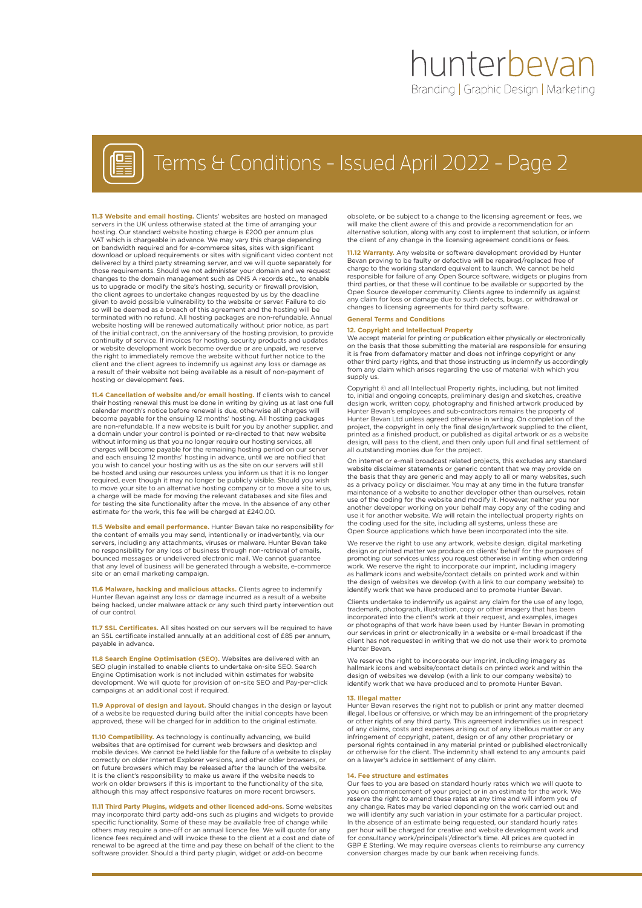# Terms & Conditions – Issued April 2022 – Page 2

**11.3 Website and email hosting.** Clients' websites are hosted on managed servers in the UK unless otherwise stated at the time of arranging your hosting. Our standard website hosting charge is £200 per annum plus VAT which is chargeable in advance. We may vary this charge depending on bandwidth required and for e-commerce sites, sites with significant download or upload requirements or sites with significant video content not delivered by a third party streaming server, and we will quote separately for those requirements. Should we not administer your domain and we request changes to the domain management such as DNS A records etc., to enable us to upgrade or modify the site's hosting, security or firewall provision, the client agrees to undertake changes requested by us by the deadline given to avoid possible vulnerability to the website or server. Failure to do so will be deemed as a breach of this agreement and the hosting will be terminated with no refund. All hosting packages are non-refundable. Annual website hosting will be renewed automatically without prior notice, as part of the initial contract, on the anniversary of the hosting provision, to provide continuity of service. If invoices for hosting, security products and updates or website development work become overdue or are unpaid, we reserve the right to immediately remove the website without further notice to the client and the client agrees to indemnify us against any loss or damage as a result of their website not being available as a result of non-payment of hosting or development fees.

**11.4 Cancellation of website and/or email hosting.** If clients wish to cancel their hosting renewal this must be done in writing by giving us at last one full calendar month's notice before renewal is due, otherwise all charges will become payable for the ensuing 12 months' hosting. All hosting packages are non-refundable. If a new website is built for you by another supplier, and a domain under your control is pointed or re-directed to that new website without informing us that you no longer require our hosting services, all charges will become payable for the remaining hosting period on our server and each ensuing 12 months' hosting in advance, until we are notified that you wish to cancel your hosting with us as the site on our servers will still be hosted and using our resources unless you inform us that it is no longer required, even though it may no longer be publicly visible. Should you wish to move your site to an alternative hosting company or to move a site to us, a charge will be made for moving the relevant databases and site files and for testing the site functionality after the move. In the absence of any other estimate for the work, this fee will be charged at £240.00.

**11.5 Website and email performance.** Hunter Bevan take no responsibility for the content of emails you may send, intentionally or inadvertently, via our servers, including any attachments, viruses or malware. Hunter Bevan take no responsibility for any loss of business through non-retrieval of emails, bounced messages or undelivered electronic mail. We cannot guarantee that any level of business will be generated through a website, e-commerce site or an email marketing campaign.

**11.6 Malware, hacking and malicious attacks.** Clients agree to indemnify Hunter Bevan against any loss or damage incurred as a result of a website being hacked, under malware attack or any such third party intervention out of our control.

**11.7 SSL Certificates.** All sites hosted on our servers will be required to have an SSL certificate installed annually at an additional cost of £85 per annum, payable in advance.

**11.8 Search Engine Optimisation (SEO).** Websites are delivered with an SEO plugin installed to enable clients to undertake on-site SEO. Search Engine Optimisation work is not included within estimates for website development. We will quote for provision of on-site SEO and Pay-per-click campaigns at an additional cost if required.

**11.9 Approval of design and layout.** Should changes in the design or layout of a website be requested during build after the initial concepts have been approved, these will be charged for in addition to the original estimate.

**11.10 Compatibility.** As technology is continually advancing, we build websites that are optimised for current web browsers and desktop and mobile devices. We cannot be held liable for the failure of a website to display correctly on older Internet Explorer versions, and other older browsers, or on future browsers which may be released after the launch of the website. It is the client's responsibility to make us aware if the website needs to work on older browsers if this is important to the functionality of the site, although this may affect responsive features on more recent browsers.

**11.11 Third Party Plugins, widgets and other licenced add-ons.** Some websites may incorporate third party add-ons such as plugins and widgets to provide specific functionality. Some of these may be available free of change while others may require a one-off or an annual licence fee. We will quote for any licence fees required and will invoice these to the client at a cost and date of renewal to be agreed at the time and pay these on behalf of the client to the software provider. Should a third party plugin, widget or add-on become obsolete, or be subject to a change to the licensing agreement or fees, we will make the client aware of this and provide a recommendation for an alternative solution, along with any cost to implement that solution, or inform the client of any change in the licensing agreement conditions or fees.

**11.12 Warranty.** Any website or software development provided by Hunter Bevan proving to be faulty or defective will be repaired/replaced free of charge to the working standard equivalent to launch. We cannot be held responsible for failure of any Open Source software, widgets or plugins from third parties, or that these will continue to be available or supported by the Open Source developer community. Clients agree to indemnify us against any claim for loss or damage due to such defects, bugs, or withdrawal or changes to licensing agreements for third party software.

## General Terms and Conditions

### 12. Copyright and Intellectual Property

We accept material for printing or publication either physically or electronically on the basis that those submitting the material are responsible for ensuring it is free from defamatory matter and does not infringe copyright or any other third party rights, and that those instructing us indemnify us accordingly from any claim which arises regarding the use of material with which you supply us.

Copyright © and all Intellectual Property rights, including, but not limited to, initial and ongoing concepts, preliminary design and sketches, creative design work, written copy, photography and finished artwork produced by Hunter Bevan's employees and sub-contractors remains the property of Hunter Bevan Ltd unless agreed otherwise in writing. On completion of the project, the copyright in only the final design/artwork supplied to the client, printed as a finished product, or published as digital artwork or as a website design, will pass to the client, and then only upon full and final settlement of all outstanding monies due for the project.

On internet or e-mail broadcast related projects, this excludes any standard website disclaimer statements or generic content that we may provide on the basis that they are generic and may apply to all or many websites, such as a privacy policy or disclaimer. You may at any time in the future transfer maintenance of a website to another developer other than ourselves, retain use of the coding for the website and modify it. However, neither you nor another developer working on your behalf may copy any of the coding and use it for another website. We will retain the intellectual property rights on the coding used for the site, including all systems, unless these are Open Source applications which have been incorporated into the site.

We reserve the right to use any artwork, website design, digital marketing design or printed matter we produce on clients' behalf for the purposes of promoting our services unless you request otherwise in writing when ordering work. We reserve the right to incorporate our imprint, including imagery as hallmark icons and website/contact details on printed work and within the design of websites we develop (with a link to our company website) to identify work that we have produced and to promote Hunter Bevan.

Clients undertake to indemnify us against any claim for the use of any logo, trademark, photograph, illustration, copy or other imagery that has been incorporated into the client's work at their request, and examples, images or photographs of that work have been used by Hunter Bevan in promoting our services in print or electronically in a website or e-mail broadcast if the client has not requested in writing that we do not use their work to promote Hunter Bevan.

We reserve the right to incorporate our imprint, including imagery as hallmark icons and website/contact details on printed work and within the design of websites we develop (with a link to our company website) to identify work that we have produced and to promote Hunter Bevan.

### 13. Illegal matter

Hunter Bevan reserves the right not to publish or print any matter deemed illegal, libellous or offensive, or which may be an infringement of the proprietary or other rights of any third party. This agreement indemnifies us in respect of any claims, costs and expenses arising out of any libellous matter or any infringement of copyright, patent, design or of any other proprietary or personal rights contained in any material printed or published electronically or otherwise for the client. The indemnity shall extend to any amounts paid on a lawyer's advice in settlement of any claim.

### 14. Fee structure and estimates

Our fees to you are based on standard hourly rates which we will quote to you on commencement of your project or in an estimate for the work. We reserve the right to amend these rates at any time and will inform you of any change. Rates may be varied depending on the work carried out and we will identify any such variation in your estimate for a particular project. In the absence of an estimate being requested, our standard hourly rates per hour will be charged for creative and website development work and for consultancy work/principals'/director's time. All prices are quoted in GBP £ Sterling. We may require overseas clients to reimburse any currency conversion charges made by our bank when receiving funds.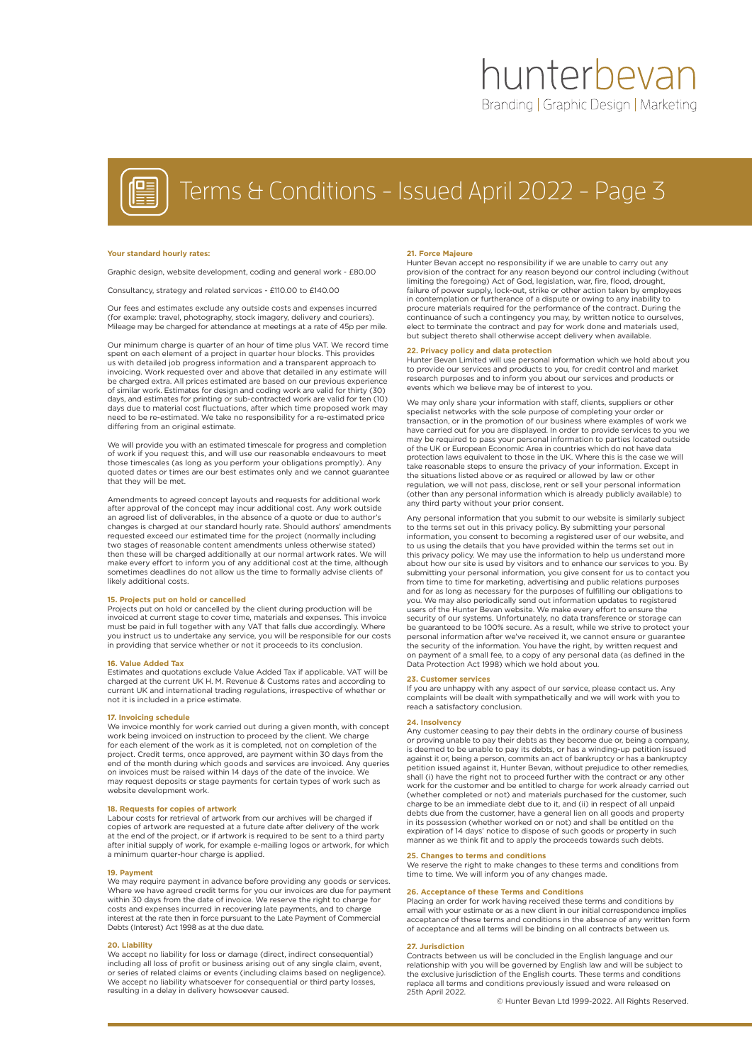hunterbevan

Branding | Graphic Design | Marketing

# Terms & Conditions – Issued April 2022 – Page 3

**Your standard hourly rates:**

Graphic design, website development, coding and general work - £80.00

Consultancy, strategy and related services - £110.00 to £140.00

Our fees and estimates exclude any outside costs and expenses incurred (for example: travel, photography, stock imagery, delivery and couriers). Mileage may be charged for attendance at meetings at a rate of 45p per mile.

Our minimum charge is quarter of an hour of time plus VAT. We record time spent on each element of a project in quarter hour blocks. This provides us with detailed job progress information and a transparent approach to invoicing. Work requested over and above that detailed in any estimate will be charged extra. All prices estimated are based on our previous experience of similar work. Estimates for design and coding work are valid for thirty (30) days, and estimates for printing or sub-contracted work are valid for ten (10) days due to material cost fluctuations, after which time proposed work may need to be re-estimated. We take no responsibility for a re-estimated price differing from an original estimate.

We will provide you with an estimated timescale for progress and completion of work if you request this, and will use our reasonable endeavours to meet those timescales (as long as you perform your obligations promptly). Any quoted dates or times are our best estimates only and we cannot guarantee that they will be met.

Amendments to agreed concept layouts and requests for additional work after approval of the concept may incur additional cost. Any work outside an agreed list of deliverables, in the absence of a quote or due to author's changes is charged at our standard hourly rate. Should authors' amendments requested exceed our estimated time for the project (normally including two stages of reasonable content amendments unless otherwise stated) then these will be charged additionally at our normal artwork rates. We will make every effort to inform you of any additional cost at the time, although sometimes deadlines do not allow us the time to formally advise clients of likely additional costs.

### 15. Projects put on hold or cancelled

Projects put on hold or cancelled by the client during production will be invoiced at current stage to cover time, materials and expenses. This invoice must be paid in full together with any VAT that falls due accordingly. Where you instruct us to undertake any service, you will be responsible for our costs in providing that service whether or not it proceeds to its conclusion.

### 16. Value Added Tax

Estimates and quotations exclude Value Added Tax if applicable. VAT will be charged at the current UK H. M. Revenue & Customs rates and according to current UK and international trading regulations, irrespective of whether or not it is included in a price estimate.

### 17. Invoicing schedule

We invoice monthly for work carried out during a given month, with concept work being invoiced on instruction to proceed by the client. We charge for each element of the work as it is completed, not on completion of the project. Credit terms, once approved, are payment within 30 days from the end of the month during which goods and services are invoiced. Any queries on invoices must be raised within 14 days of the date of the invoice. We may request deposits or stage payments for certain types of work such as website development work.

### 18. Requests for copies of artwork

Labour costs for retrieval of artwork from our archives will be charged if copies of artwork are requested at a future date after delivery of the work at the end of the project, or if artwork is required to be sent to a third party after initial supply of work, for example e-mailing logos or artwork, for which a minimum quarter-hour charge is applied.

### 19. Payment

We may require payment in advance before providing any goods or services. Where we have agreed credit terms for you our invoices are due for payment within 30 days from the date of invoice. We reserve the right to charge for costs and expenses incurred in recovering late payments, and to charge interest at the rate then in force pursuant to the Late Payment of Commercial Debts (Interest) Act 1998 as at the due date.

### 20. Liability

We accept no liability for loss or damage (direct, indirect consequential) including all loss of profit or business arising out of any single claim, event, or series of related claims or events (including claims based on negligence). We accept no liability whatsoever for consequential or third party losses, resulting in a delay in delivery howsoever caused.

### 21. Force Majeure

Hunter Bevan accept no responsibility if we are unable to carry out any provision of the contract for any reason beyond our control including (without limiting the foregoing) Act of God, legislation, war, fire, flood, drought, failure of power supply, lock-out, strike or other action taken by employees in contemplation or furtherance of a dispute or owing to any inability to procure materials required for the performance of the contract. During the continuance of such a contingency you may, by written notice to ourselves, elect to terminate the contract and pay for work done and materials used, but subject thereto shall otherwise accept delivery when available.

### 22. Privacy policy and data protection

Hunter Bevan Limited will use personal information which we hold about you to provide our services and products to you, for credit control and market research purposes and to inform you about our services and products or events which we believe may be of interest to you.

We may only share your information with staff, clients, suppliers or other specialist networks with the sole purpose of completing your order or transaction, or in the promotion of our business where examples of work we have carried out for you are displayed. In order to provide services to you we may be required to pass your personal information to parties located outside of the UK or European Economic Area in countries which do not have data protection laws equivalent to those in the UK. Where this is the case we will take reasonable steps to ensure the privacy of your information. Except in the situations listed above or as required or allowed by law or other regulation, we will not pass, disclose, rent or sell your personal information (other than any personal information which is already publicly available) to any third party without your prior consent.

Any personal information that you submit to our website is similarly subject to the terms set out in this privacy policy. By submitting your personal information, you consent to becoming a registered user of our website, and to us using the details that you have provided within the terms set out in this privacy policy. We may use the information to help us understand more about how our site is used by visitors and to enhance our services to you. By submitting your personal information, you give consent for us to contact you from time to time for marketing, advertising and public relations purposes and for as long as necessary for the purposes of fulfilling our obligations to you. We may also periodically send out information updates to registered users of the Hunter Bevan website. We make every effort to ensure the security of our systems. Unfortunately, no data transference or storage can be guaranteed to be 100% secure. As a result, while we strive to protect your personal information after we've received it, we cannot ensure or guarantee the security of the information. You have the right, by written request and on payment of a small fee, to a copy of any personal data (as defined in the Data Protection Act 1998) which we hold about you.

### 23. Customer services

If you are unhappy with any aspect of our service, please contact us. Any complaints will be dealt with sympathetically and we will work with you to reach a satisfactory conclusion.

### 24. Insolvency

Any customer ceasing to pay their debts in the ordinary course of business or proving unable to pay their debts as they become due or, being a company, is deemed to be unable to pay its debts, or has a winding-up petition issued against it or, being a person, commits an act of bankruptcy or has a bankruptcy petition issued against it, Hunter Bevan, without prejudice to other remedies, shall (i) have the right not to proceed further with the contract or any other work for the customer and be entitled to charge for work already carried out (whether completed or not) and materials purchased for the customer, such charge to be an immediate debt due to it, and (ii) in respect of all unpaid debts due from the customer, have a general lien on all goods and property in its possession (whether worked on or not) and shall be entitled on the expiration of 14 days' notice to dispose of such goods or property in such manner as we think fit and to apply the proceeds towards such debts.

### 25. Changes to terms and conditions

We reserve the right to make changes to these terms and conditions from time to time. We will inform you of any changes made.

### 26. Acceptance of these Terms and Conditions

Placing an order for work having received these terms and conditions by email with your estimate or as a new client in our initial correspondence implies acceptance of these terms and conditions in the absence of any written form of acceptance and all terms will be binding on all contracts between us.

### 27. Jurisdiction

Contracts between us will be concluded in the English language and our relationship with you will be governed by English law and will be subject to the exclusive jurisdiction of the English courts. These terms and conditions replace all terms and conditions previously issued and were released on 25th April 2022.

© Hunter Bevan Ltd 1999-2022. All Rights Reserved.